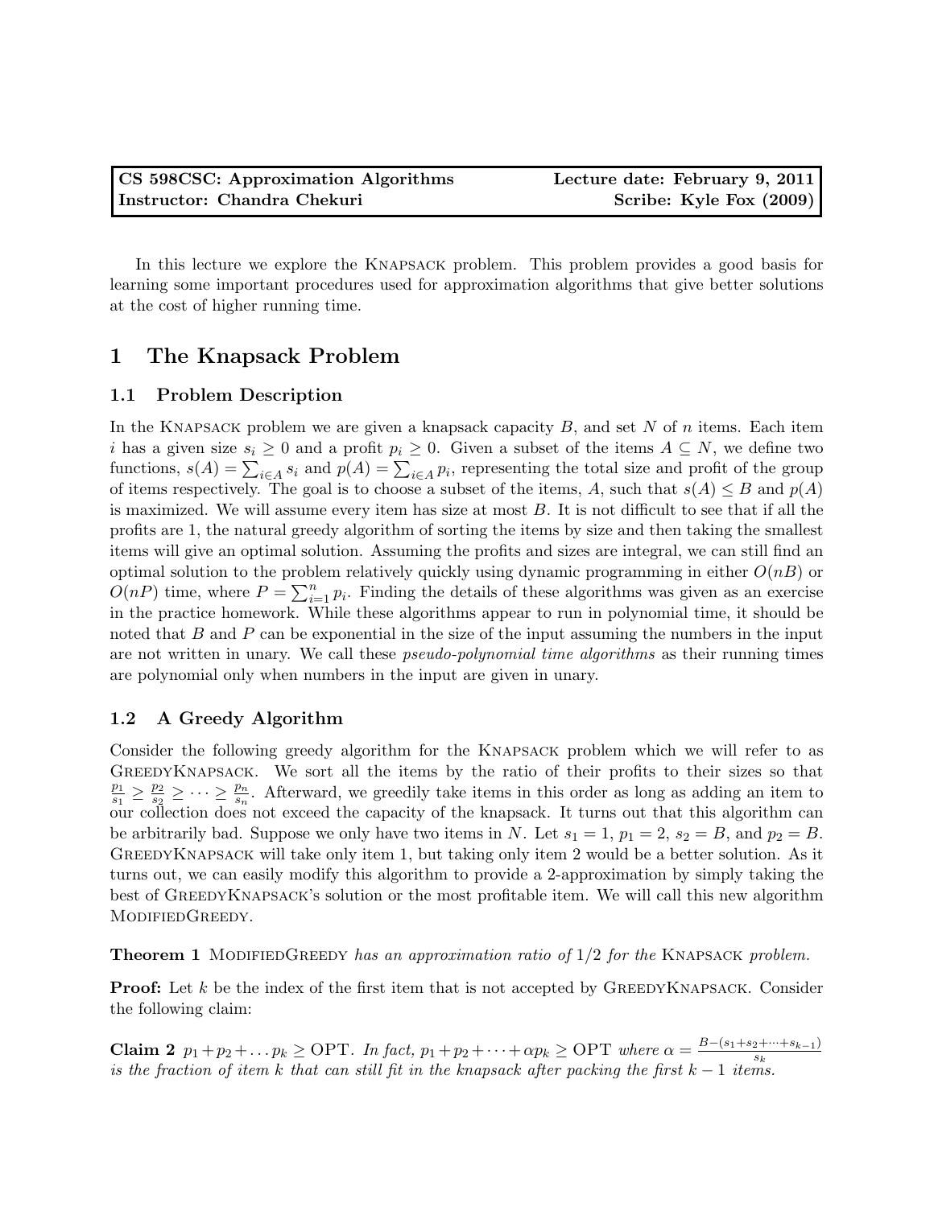| CS 598CSC: Approximation Algorithms | Lecture date: February 9, 2011 |
| --- | --- |
| Instructor: Chandra Chekuri | Scribe: Kyle Fox (2009) |

In this lecture we explore the KNAPSACK problem. This problem provides a good basis for learning some important procedures used for approximation algorithms that give better solutions at the cost of higher running time.

# 1 The Knapsack Problem

## 1.1 Problem Description

In the KNAPSACK problem we are given a knapsack capacity $B$, and set $N$ of $n$ items. Each item $i$ has a given size $s_i \geq 0$ and a profit $p_i \geq 0$. Given a subset of the items $A \subseteq N$, we define two functions, $s(A) = \sum_{i \in A} s_i$ and $p(A) = \sum_{i \in A} p_i$, representing the total size and profit of the group of items respectively. The goal is to choose a subset of the items, $A$, such that $s(A) \leq B$ and $p(A)$ is maximized. We will assume every item has size at most $B$. It is not difficult to see that if all the profits are 1, the natural greedy algorithm of sorting the items by size and then taking the smallest items will give an optimal solution. Assuming the profits and sizes are integral, we can still find an optimal solution to the problem relatively quickly using dynamic programming in either $O(nB)$ or $O(nP)$ time, where $P = \sum_{i=1}^{n} p_i$. Finding the details of these algorithms was given as an exercise in the practice homework. While these algorithms appear to run in polynomial time, it should be noted that $B$ and $P$ can be exponential in the size of the input assuming the numbers in the input are not written in unary. We call these *pseudo-polynomial time algorithms* as their running times are polynomial only when numbers in the input are given in unary.

## 1.2 A Greedy Algorithm

Consider the following greedy algorithm for the KNAPSACK problem which we will refer to as GREEDYKNAPSACK. We sort all the items by the ratio of their profits to their sizes so that $\frac{p_1}{s_1} \geq \frac{p_2}{s_2} \geq \cdots \geq \frac{p_n}{s_n}$. Afterward, we greedily take items in this order as long as adding an item to our collection does not exceed the capacity of the knapsack. It turns out that this algorithm can be arbitrarily bad. Suppose we only have two items in $N$. Let $s_1 = 1$, $p_1 = 2$, $s_2 = B$, and $p_2 = B$. GREEDYKNAPSACK will take only item 1, but taking only item 2 would be a better solution. As it turns out, we can easily modify this algorithm to provide a 2-approximation by simply taking the best of GREEDYKNAPSACK's solution or the most profitable item. We will call this new algorithm MODIFIEDGREEDY.

**Theorem 1** *MODIFIEDGREEDY has an approximation ratio of $1/2$ for the KNAPSACK problem.*

**Proof:** Let $k$ be the index of the first item that is not accepted by GREEDYKNAPSACK. Consider the following claim:

**Claim 2** $p_1 + p_2 + \dots p_k \geq \text{OPT}$. *In fact,* $p_1 + p_2 + \dots + \alpha p_k \geq \text{OPT}$ *where* $\alpha = \frac{B - (s_1 + s_2 + \dots + s_{k-1})}{s_k}$ *is the fraction of item $k$ that can still fit in the knapsack after packing the first $k-1$ items.*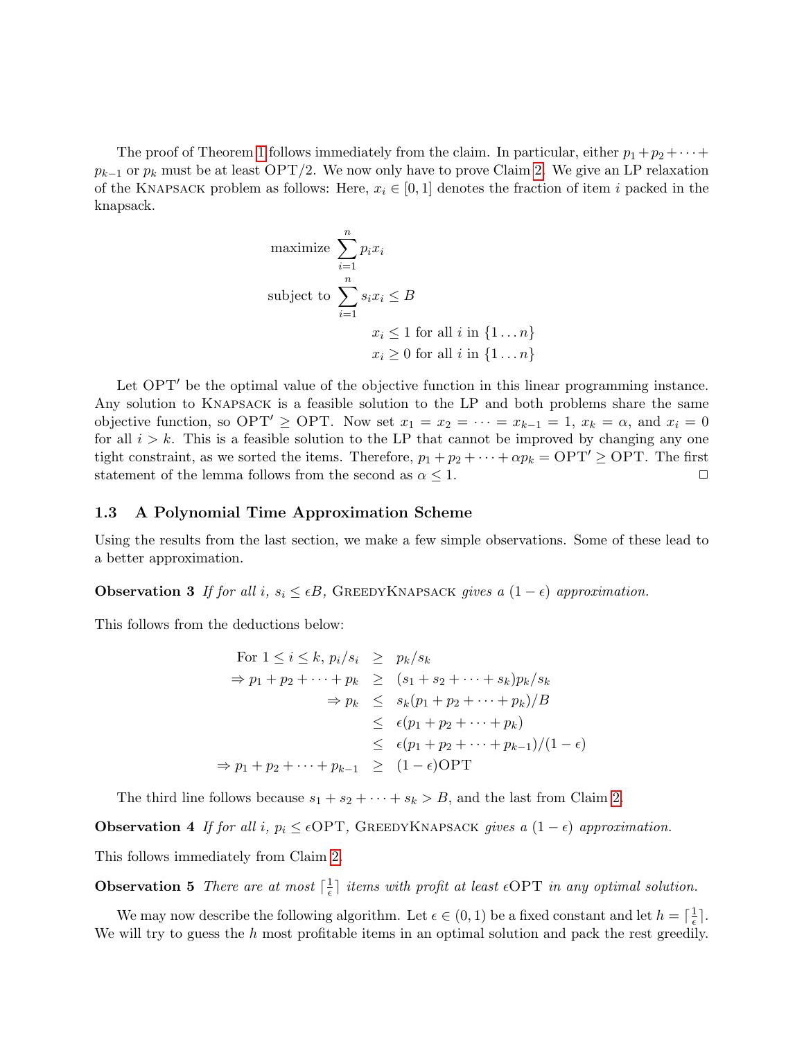The proof of Theorem 1 follows immediately from the claim. In particular, either $p_1 + p_2 + \cdots + p_{k-1}$ or $p_k$ must be at least $\text{OPT}/2$. We now only have to prove Claim 2. We give an LP relaxation of the KNAPSACK problem as follows: Here, $x_i \in [0, 1]$ denotes the fraction of item $i$ packed in the knapsack.

$$
\begin{aligned}
\text{maximize } & \sum_{i=1}^{n} p_i x_i \\
\text{subject to } & \sum_{i=1}^{n} s_i x_i \leq B \\
& x_i \leq 1 \text{ for all } i \text{ in } \{1 \ldots n\} \\
& x_i \geq 0 \text{ for all } i \text{ in } \{1 \ldots n\}
\end{aligned}
$$

Let $\text{OPT}'$ be the optimal value of the objective function in this linear programming instance. Any solution to KNAPSACK is a feasible solution to the LP and both problems share the same objective function, so $\text{OPT}' \geq \text{OPT}$. Now set $x_1 = x_2 = \cdots = x_{k-1} = 1$, $x_k = \alpha$, and $x_i = 0$ for all $i > k$. This is a feasible solution to the LP that cannot be improved by changing any one tight constraint, as we sorted the items. Therefore, $p_1 + p_2 + \cdots + \alpha p_k = \text{OPT}' \geq \text{OPT}$. The first statement of the lemma follows from the second as $\alpha \leq 1$. □

### 1.3 A Polynomial Time Approximation Scheme

Using the results from the last section, we make a few simple observations. Some of these lead to a better approximation.

**Observation 3** *If for all $i$, $s_i \leq \epsilon B$, GREEDYKNAPSACK gives a $(1 - \epsilon)$ approximation.*

This follows from the deductions below:

$$
\begin{aligned}
\text{For } 1 \leq i \leq k,\ p_i/s_i &\geq p_k/s_k \\
\Rightarrow p_1 + p_2 + \cdots + p_k &\geq (s_1 + s_2 + \cdots + s_k)p_k/s_k \\
\Rightarrow p_k &\leq s_k(p_1 + p_2 + \cdots + p_k)/B \\
&\leq \epsilon(p_1 + p_2 + \cdots + p_k) \\
&\leq \epsilon(p_1 + p_2 + \cdots + p_{k-1})/(1 - \epsilon) \\
\Rightarrow p_1 + p_2 + \cdots + p_{k-1} &\geq (1 - \epsilon)\text{OPT}
\end{aligned}
$$

The third line follows because $s_1 + s_2 + \cdots + s_k > B$, and the last from Claim 2.

**Observation 4** *If for all $i$, $p_i \leq \epsilon\text{OPT}$, GREEDYKNAPSACK gives a $(1 - \epsilon)$ approximation.*

This follows immediately from Claim 2.

**Observation 5** *There are at most $\lceil \frac{1}{\epsilon} \rceil$ items with profit at least $\epsilon\text{OPT}$ in any optimal solution.*

We may now describe the following algorithm. Let $\epsilon \in (0, 1)$ be a fixed constant and let $h = \lceil \frac{1}{\epsilon} \rceil$. We will try to guess the $h$ most profitable items in an optimal solution and pack the rest greedily.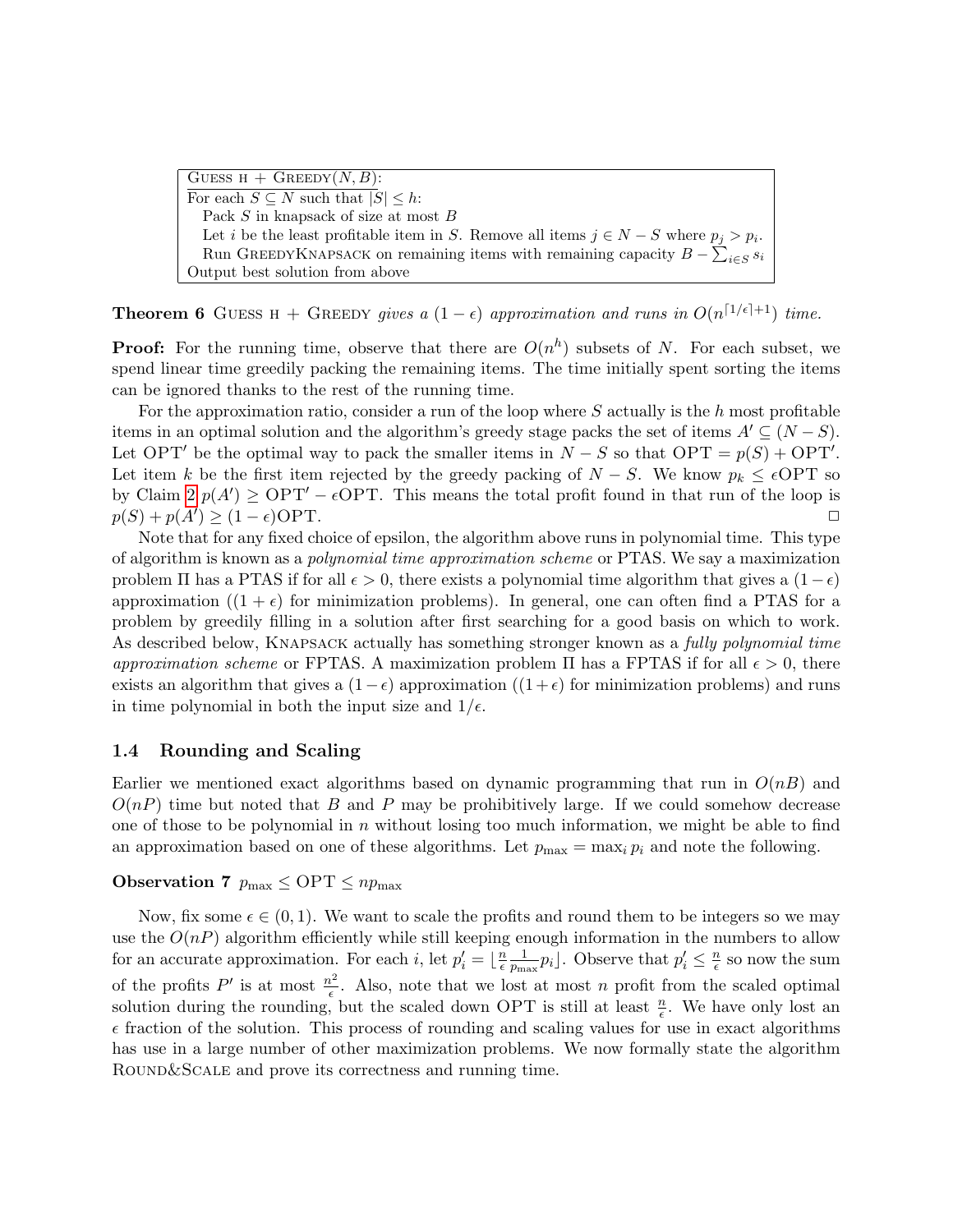```
GUESS H + GREEDY(N, B):
For each S ⊆ N such that |S| ≤ h:
  Pack S in knapsack of size at most B
  Let i be the least profitable item in S. Remove all items j ∈ N − S where p_j > p_i.
  Run GREEDYKNAPSACK on remaining items with remaining capacity B − Σ_{i∈S} s_i
Output best solution from above
```

**Theorem 6** GUESS H + GREEDY *gives a $(1-\epsilon)$ approximation and runs in $O(n^{\lceil 1/\epsilon \rceil + 1})$ time.*

**Proof:** For the running time, observe that there are $O(n^h)$ subsets of $N$. For each subset, we spend linear time greedily packing the remaining items. The time initially spent sorting the items can be ignored thanks to the rest of the running time.

For the approximation ratio, consider a run of the loop where $S$ actually is the $h$ most profitable items in an optimal solution and the algorithm's greedy stage packs the set of items $A' \subseteq (N - S)$. Let $\text{OPT}'$ be the optimal way to pack the smaller items in $N - S$ so that $\text{OPT} = p(S) + \text{OPT}'$. Let item $k$ be the first item rejected by the greedy packing of $N - S$. We know $p_k \leq \epsilon\text{OPT}$ so by Claim 2 $p(A') \geq \text{OPT}' - \epsilon\text{OPT}$. This means the total profit found in that run of the loop is $p(S) + p(A') \geq (1-\epsilon)\text{OPT}$. □

Note that for any fixed choice of epsilon, the algorithm above runs in polynomial time. This type of algorithm is known as a *polynomial time approximation scheme* or PTAS. We say a maximization problem $\Pi$ has a PTAS if for all $\epsilon > 0$, there exists a polynomial time algorithm that gives a $(1-\epsilon)$ approximation ($(1+\epsilon)$ for minimization problems). In general, one can often find a PTAS for a problem by greedily filling in a solution after first searching for a good basis on which to work. As described below, KNAPSACK actually has something stronger known as a *fully polynomial time approximation scheme* or FPTAS. A maximization problem $\Pi$ has a FPTAS if for all $\epsilon > 0$, there exists an algorithm that gives a $(1-\epsilon)$ approximation ($(1+\epsilon)$ for minimization problems) and runs in time polynomial in both the input size and $1/\epsilon$.

### 1.4 Rounding and Scaling

Earlier we mentioned exact algorithms based on dynamic programming that run in $O(nB)$ and $O(nP)$ time but noted that $B$ and $P$ may be prohibitively large. If we could somehow decrease one of those to be polynomial in $n$ without losing too much information, we might be able to find an approximation based on one of these algorithms. Let $p_{\max} = \max_i p_i$ and note the following.

**Observation 7** $p_{\max} \leq \text{OPT} \leq np_{\max}$

Now, fix some $\epsilon \in (0, 1)$. We want to scale the profits and round them to be integers so we may use the $O(nP)$ algorithm efficiently while still keeping enough information in the numbers to allow for an accurate approximation. For each $i$, let $p'_i = \lfloor \frac{n}{\epsilon} \frac{1}{p_{\max}} p_i \rfloor$. Observe that $p'_i \leq \frac{n}{\epsilon}$ so now the sum of the profits $P'$ is at most $\frac{n^2}{\epsilon}$. Also, note that we lost at most $n$ profit from the scaled optimal solution during the rounding, but the scaled down OPT is still at least $\frac{n}{\epsilon}$. We have only lost an $\epsilon$ fraction of the solution. This process of rounding and scaling values for use in exact algorithms has use in a large number of other maximization problems. We now formally state the algorithm ROUND&SCALE and prove its correctness and running time.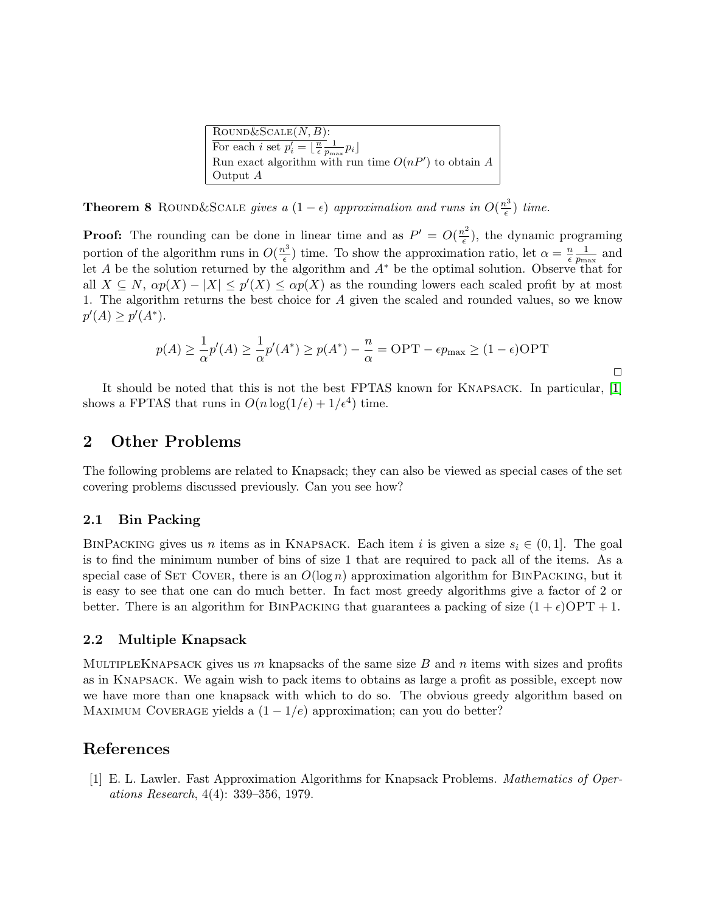```
ROUND&SCALE(N, B):
For each i set p'_i = ⌊(n/ε)(1/p_max) p_i⌋
Run exact algorithm with run time O(nP') to obtain A
Output A
```

**Theorem 8** ROUND&SCALE *gives a $(1-\epsilon)$ approximation and runs in $O(\frac{n^3}{\epsilon})$ time.*

**Proof:** The rounding can be done in linear time and as $P' = O(\frac{n^2}{\epsilon})$, the dynamic programing portion of the algorithm runs in $O(\frac{n^3}{\epsilon})$ time. To show the approximation ratio, let $\alpha = \frac{n}{\epsilon}\frac{1}{p_{\max}}$ and let $A$ be the solution returned by the algorithm and $A^*$ be the optimal solution. Observe that for all $X \subseteq N$, $\alpha p(X) - |X| \leq p'(X) \leq \alpha p(X)$ as the rounding lowers each scaled profit by at most 1. The algorithm returns the best choice for $A$ given the scaled and rounded values, so we know $p'(A) \geq p'(A^*)$.

$$p(A) \geq \frac{1}{\alpha}p'(A) \geq \frac{1}{\alpha}p'(A^*) \geq p(A^*) - \frac{n}{\alpha} = \text{OPT} - \epsilon p_{\max} \geq (1-\epsilon)\text{OPT}$$

□

It should be noted that this is not the best FPTAS known for KNAPSACK. In particular, [1] shows a FPTAS that runs in $O(n\log(1/\epsilon) + 1/\epsilon^4)$ time.

## 2 Other Problems

The following problems are related to Knapsack; they can also be viewed as special cases of the set covering problems discussed previously. Can you see how?

### 2.1 Bin Packing

BINPACKING gives us $n$ items as in KNAPSACK. Each item $i$ is given a size $s_i \in (0, 1]$. The goal is to find the minimum number of bins of size 1 that are required to pack all of the items. As a special case of SET COVER, there is an $O(\log n)$ approximation algorithm for BINPACKING, but it is easy to see that one can do much better. In fact most greedy algorithms give a factor of 2 or better. There is an algorithm for BINPACKING that guarantees a packing of size $(1+\epsilon)\text{OPT} + 1$.

### 2.2 Multiple Knapsack

MULTIPLEKNAPSACK gives us $m$ knapsacks of the same size $B$ and $n$ items with sizes and profits as in KNAPSACK. We again wish to pack items to obtains as large a profit as possible, except now we have more than one knapsack with which to do so. The obvious greedy algorithm based on MAXIMUM COVERAGE yields a $(1-1/e)$ approximation; can you do better?

## References

[1] E. L. Lawler. Fast Approximation Algorithms for Knapsack Problems. *Mathematics of Operations Research*, 4(4): 339–356, 1979.